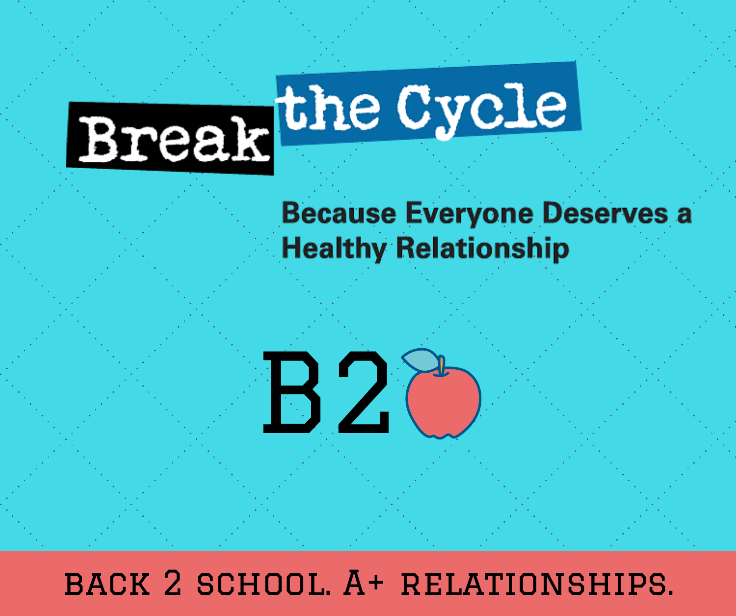# Break the Cycle

**Because Everyone Deserves a Healthy Relationship**

B2🍎

BACK 2 SCHOOL. A+ RELATIONSHIPS.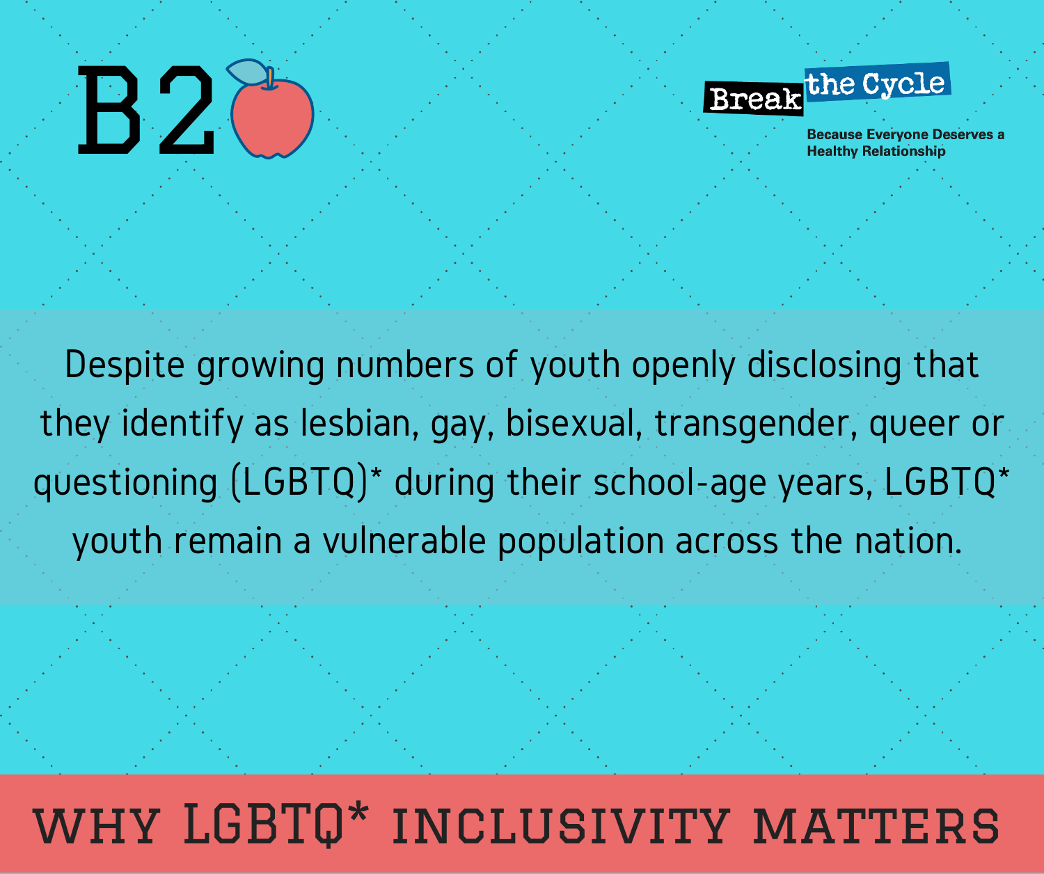B2

Break the Cycle

Because Everyone Deserves a Healthy Relationship

Despite growing numbers of youth openly disclosing that they identify as lesbian, gay, bisexual, transgender, queer or questioning (LGBTQ)* during their school-age years, LGBTQ* youth remain a vulnerable population across the nation.

## WHY LGBTQ* INCLUSIVITY MATTERS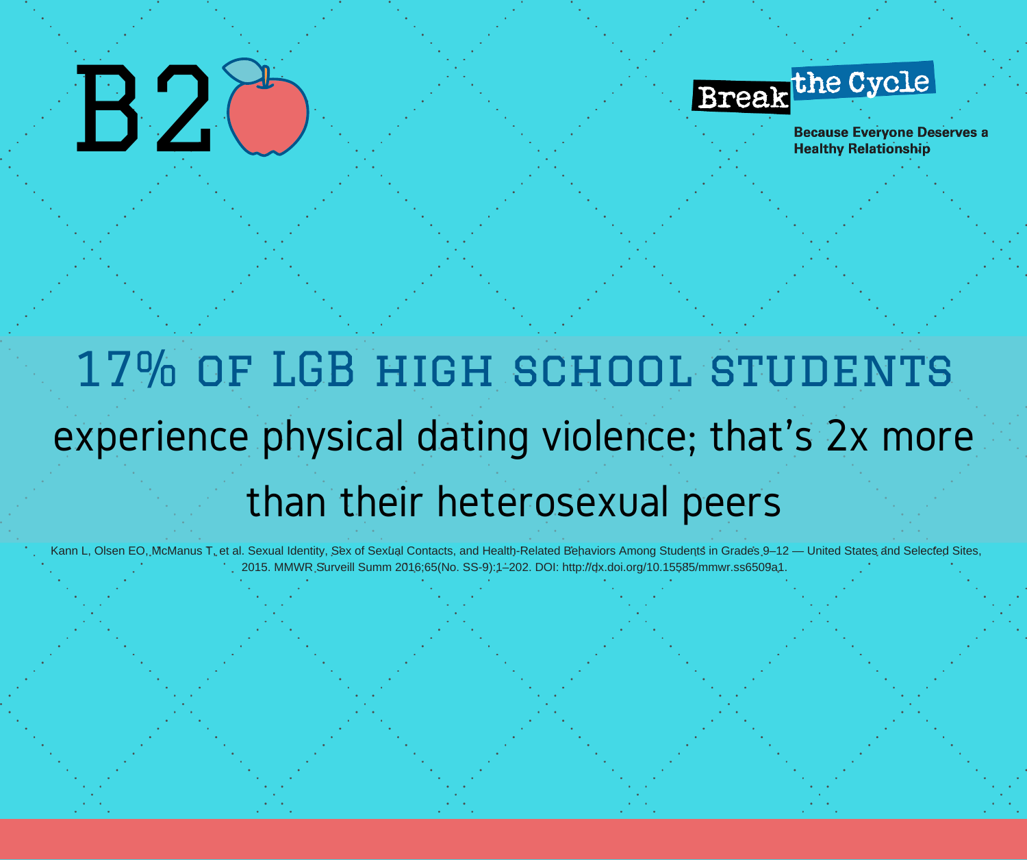B2

Break the Cycle

Because Everyone Deserves a Healthy Relationship

# 17% of LGB high school students

experience physical dating violence; that's 2x more than their heterosexual peers

Kann L, Olsen EO, McManus T, et al. Sexual Identity, Sex of Sexual Contacts, and Health-Related Behaviors Among Students in Grades 9–12 — United States and Selected Sites, 2015. MMWR Surveill Summ 2016;65(No. SS-9):1–202. DOI: http://dx.doi.org/10.15585/mmwr.ss6509a1.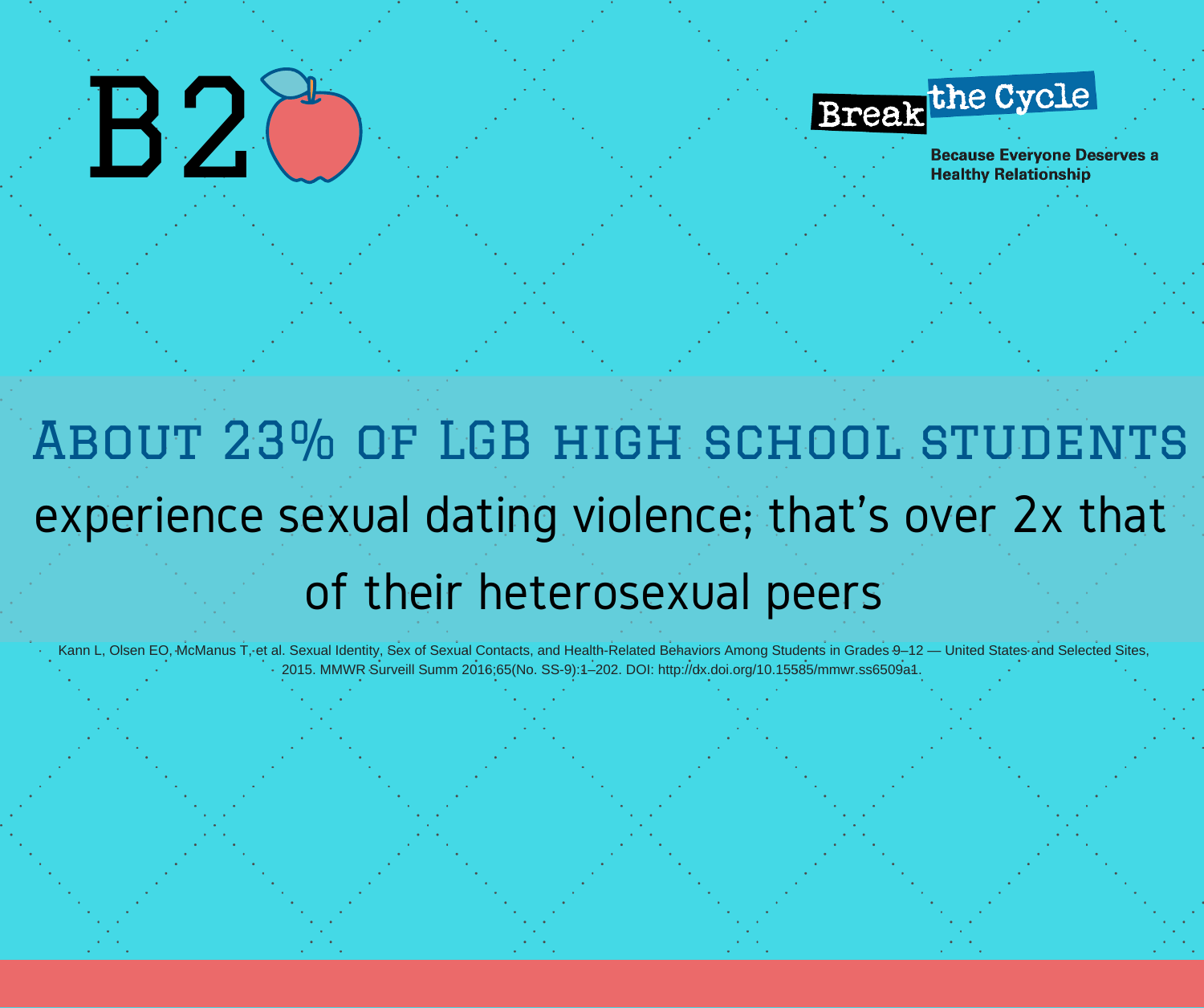B2

Break the Cycle

**Because Everyone Deserves a Healthy Relationship**

## About 23% of LGB high school students

experience sexual dating violence; that's over 2x that of their heterosexual peers

Kann L, Olsen EO, McManus T, et al. Sexual Identity, Sex of Sexual Contacts, and Health-Related Behaviors Among Students in Grades 9–12 — United States and Selected Sites, 2015. MMWR Surveill Summ 2016;65(No. SS-9):1–202. DOI: http://dx.doi.org/10.15585/mmwr.ss6509a1.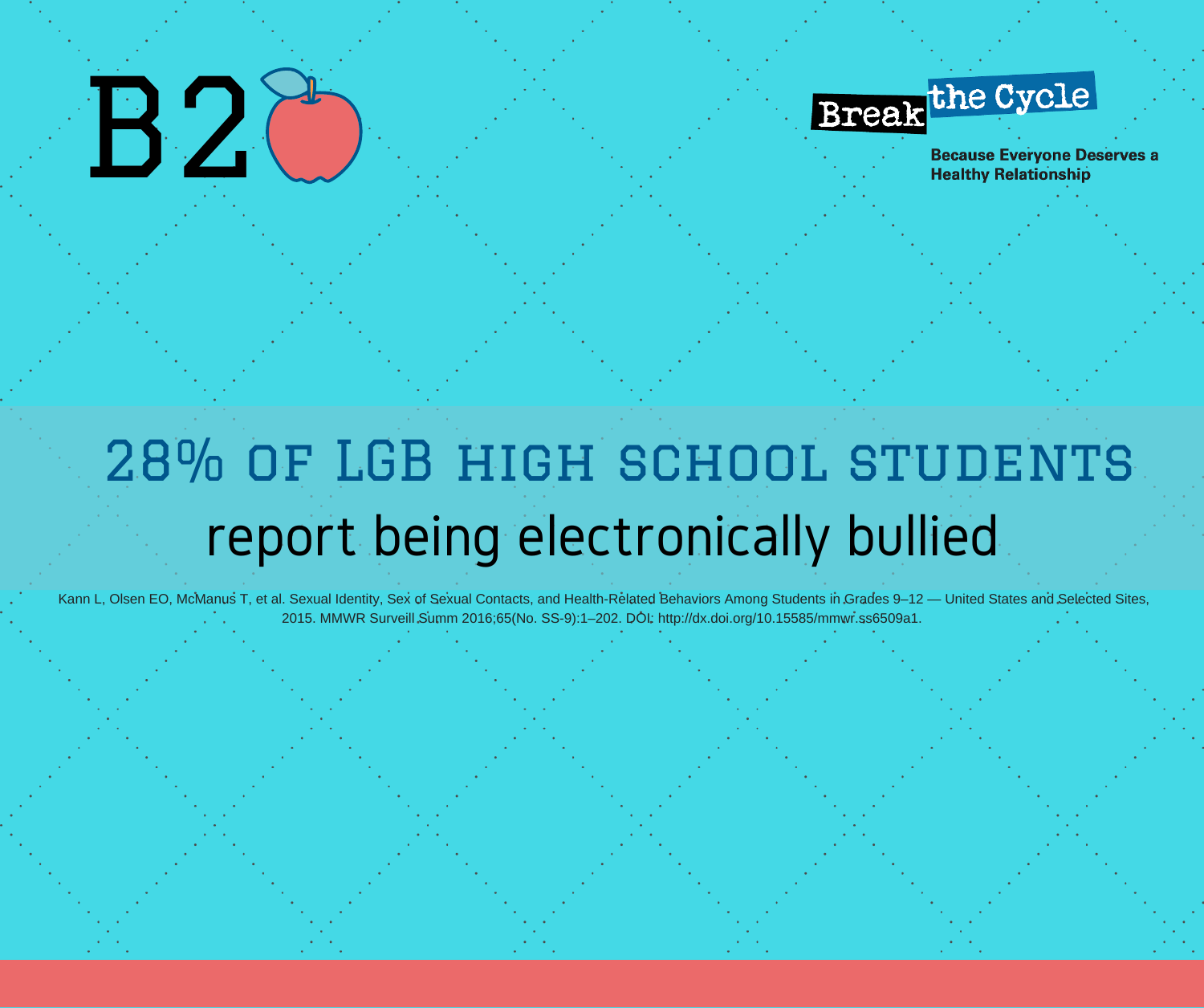B2

**Break the Cycle**

**Because Everyone Deserves a Healthy Relationship**

# 28% OF LGB HIGH SCHOOL STUDENTS

## report being electronically bullied

Kann L, Olsen EO, McManus T, et al. Sexual Identity, Sex of Sexual Contacts, and Health-Related Behaviors Among Students in Grades 9–12 — United States and Selected Sites, 2015. MMWR Surveill Summ 2016;65(No. SS-9):1–202. DOI: http://dx.doi.org/10.15585/mmwr.ss6509a1.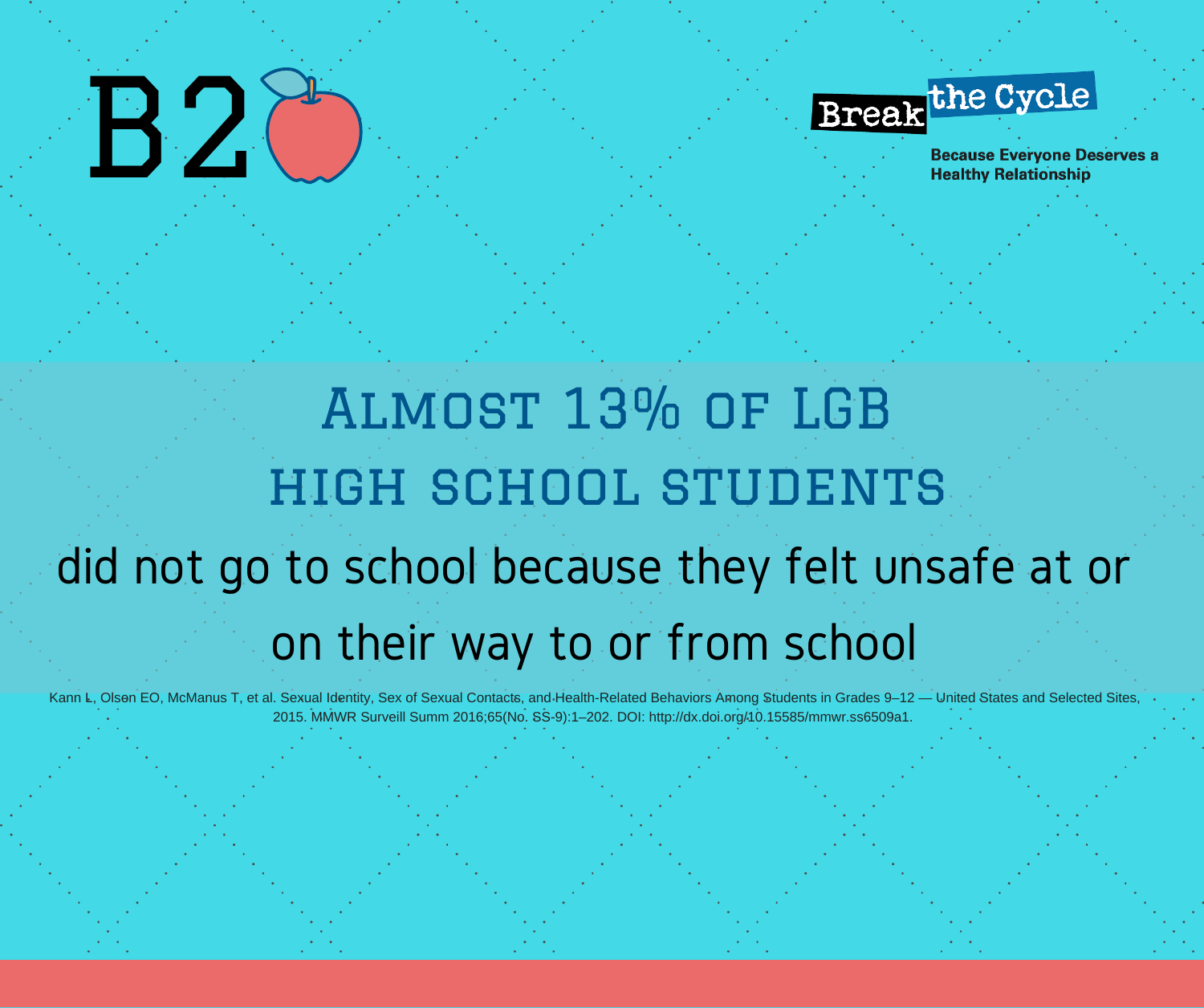B2

Break the Cycle

Because Everyone Deserves a Healthy Relationship

# Almost 13% of LGB high school students

did not go to school because they felt unsafe at or on their way to or from school

Kann L, Olsen EO, McManus T, et al. Sexual Identity, Sex of Sexual Contacts, and Health-Related Behaviors Among Students in Grades 9–12 — United States and Selected Sites, 2015. MMWR Surveill Summ 2016;65(No. SS-9):1–202. DOI: http://dx.doi.org/10.15585/mmwr.ss6509a1.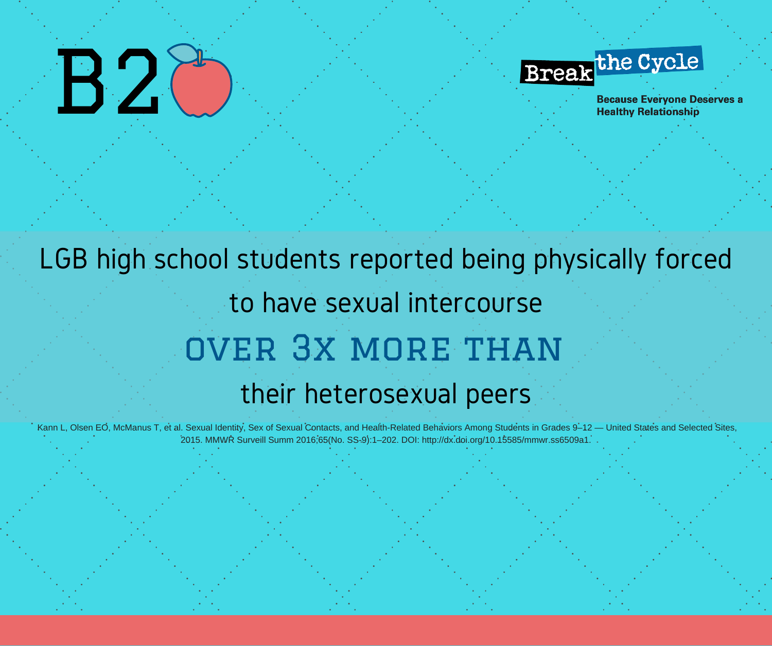B2

**Break the Cycle**

**Because Everyone Deserves a Healthy Relationship**

LGB high school students reported being physically forced to have sexual intercourse

## OVER 3X MORE THAN

their heterosexual peers

Kann L, Olsen EO, McManus T, et al. Sexual Identity, Sex of Sexual Contacts, and Health-Related Behaviors Among Students in Grades 9–12 — United States and Selected Sites, 2015. MMWR Surveill Summ 2016;65(No. SS-9):1–202. DOI: http://dx.doi.org/10.15585/mmwr.ss6509a1.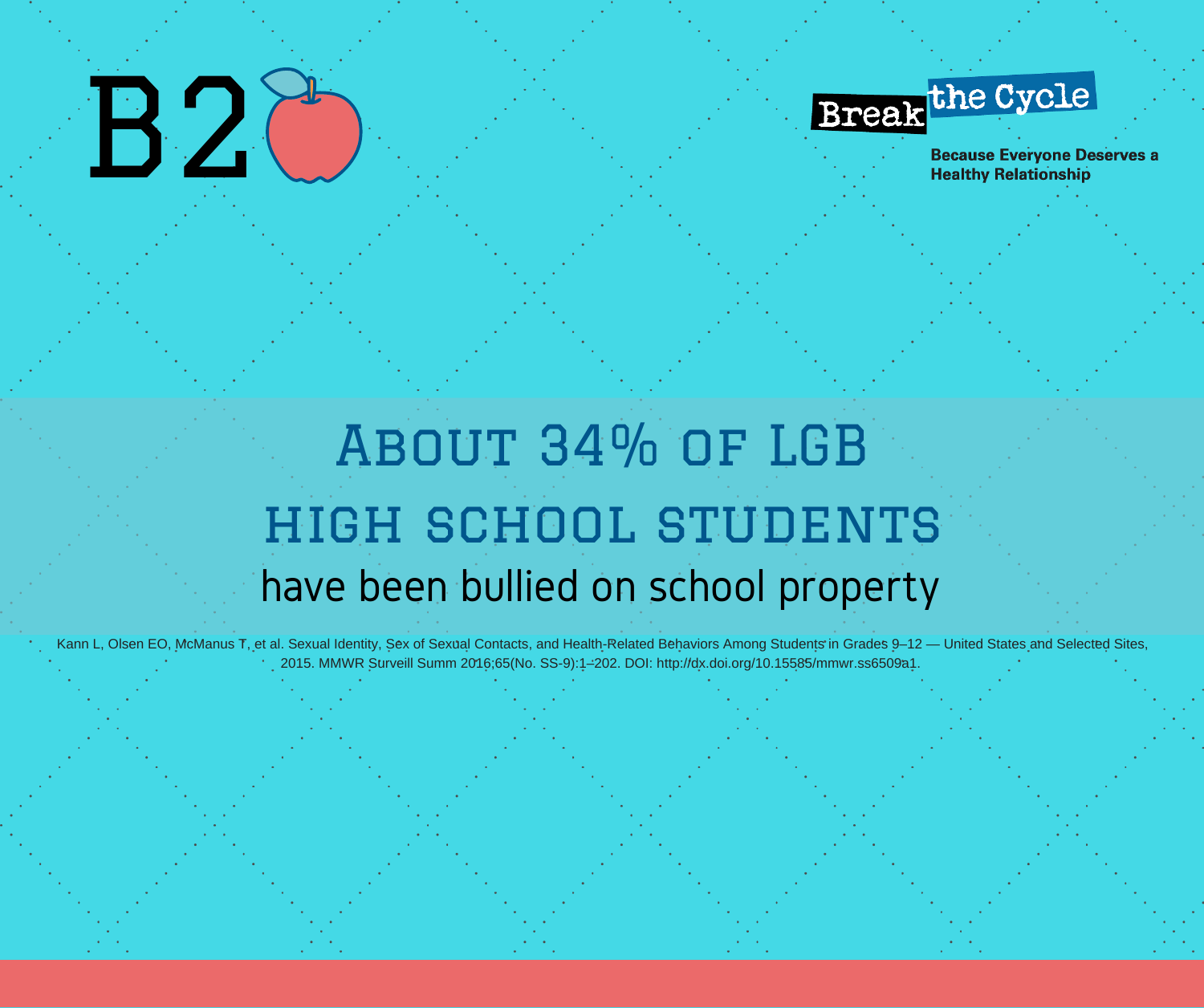B2

**Break the Cycle**

**Because Everyone Deserves a Healthy Relationship**

# About 34% of LGB high school students

## have been bullied on school property

Kann L, Olsen EO, McManus T, et al. Sexual Identity, Sex of Sexual Contacts, and Health-Related Behaviors Among Students in Grades 9–12 — United States and Selected Sites, 2015. MMWR Surveill Summ 2016;65(No. SS-9):1–202. DOI: http://dx.doi.org/10.15585/mmwr.ss6509a1.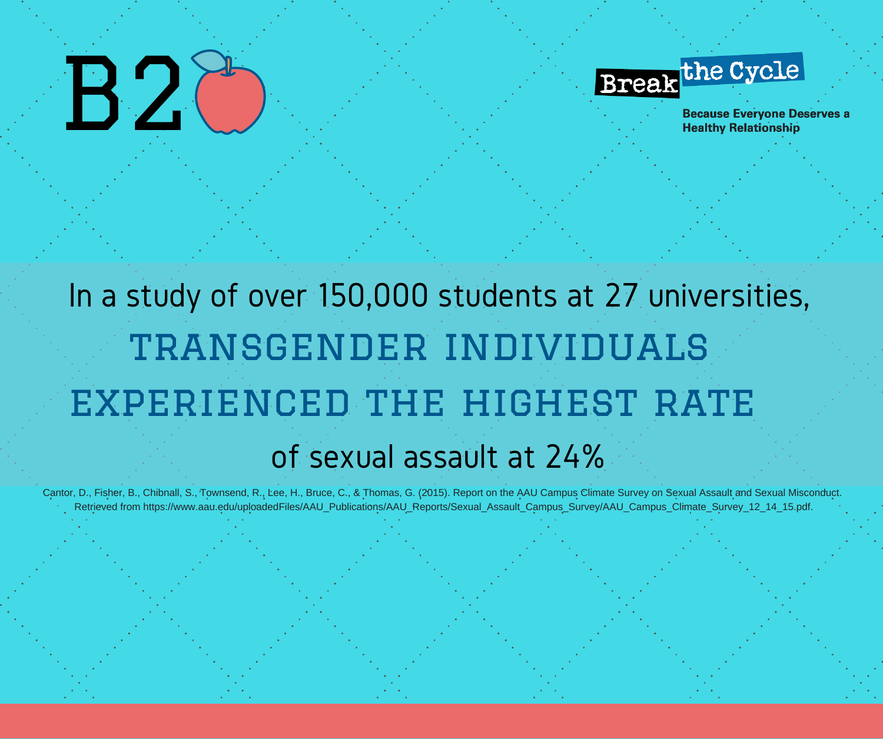B2

**Break the Cycle**

**Because Everyone Deserves a Healthy Relationship**

In a study of over 150,000 students at 27 universities,

**TRANSGENDER INDIVIDUALS EXPERIENCED THE HIGHEST RATE**

of sexual assault at 24%

Cantor, D., Fisher, B., Chibnall, S., Townsend, R., Lee, H., Bruce, C., & Thomas, G. (2015). Report on the AAU Campus Climate Survey on Sexual Assault and Sexual Misconduct. Retrieved from https://www.aau.edu/uploadedFiles/AAU_Publications/AAU_Reports/Sexual_Assault_Campus_Survey/AAU_Campus_Climate_Survey_12_14_15.pdf.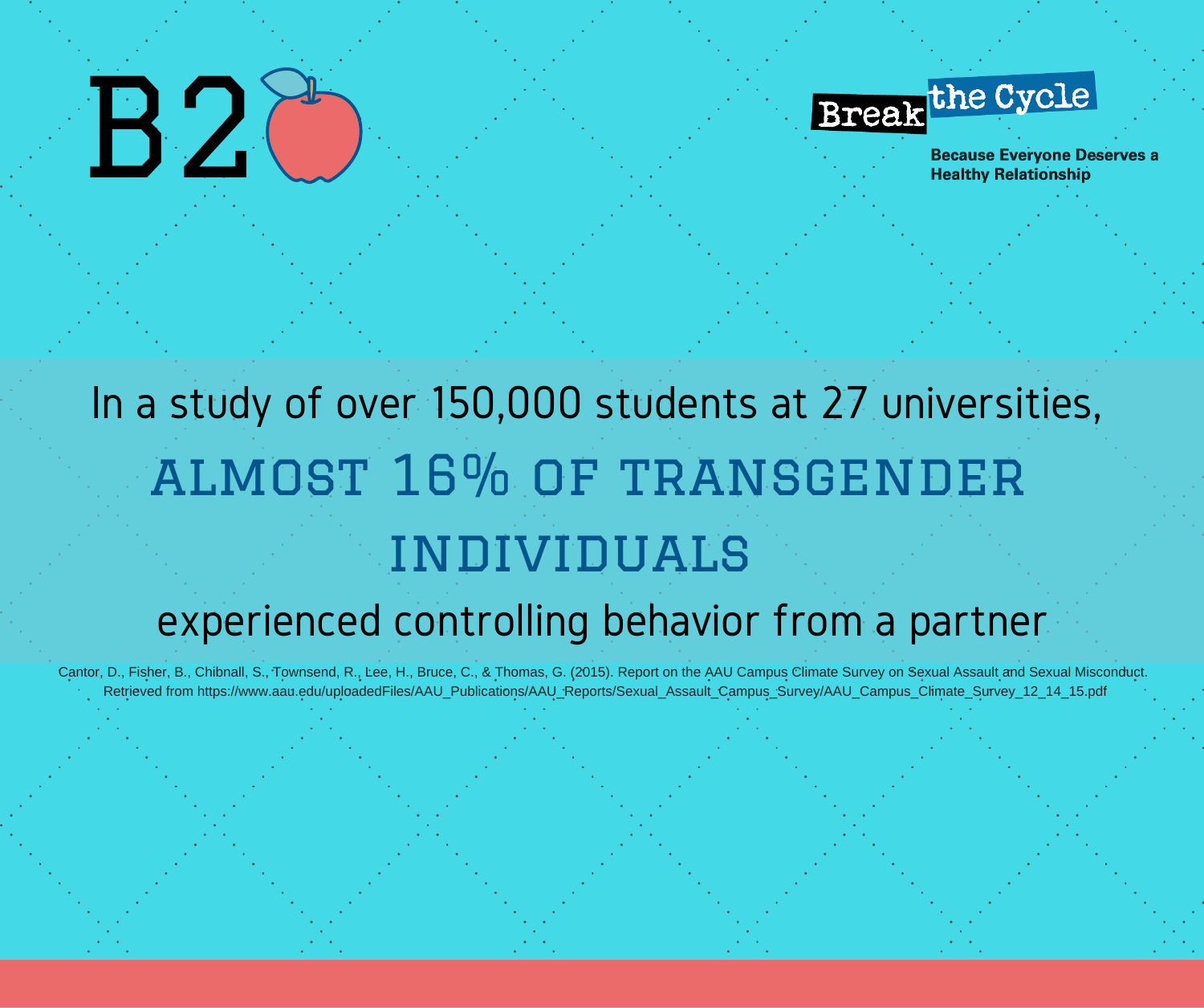B2

Break the Cycle

Because Everyone Deserves a Healthy Relationship

In a study of over 150,000 students at 27 universities,

## ALMOST 16% OF TRANSGENDER INDIVIDUALS

experienced controlling behavior from a partner

Cantor, D., Fisher, B., Chibnall, S., Townsend, R., Lee, H., Bruce, C., & Thomas, G. (2015). Report on the AAU Campus Climate Survey on Sexual Assault and Sexual Misconduct. Retrieved from https://www.aau.edu/uploadedFiles/AAU_Publications/AAU_Reports/Sexual_Assault_Campus_Survey/AAU_Campus_Climate_Survey_12_14_15.pdf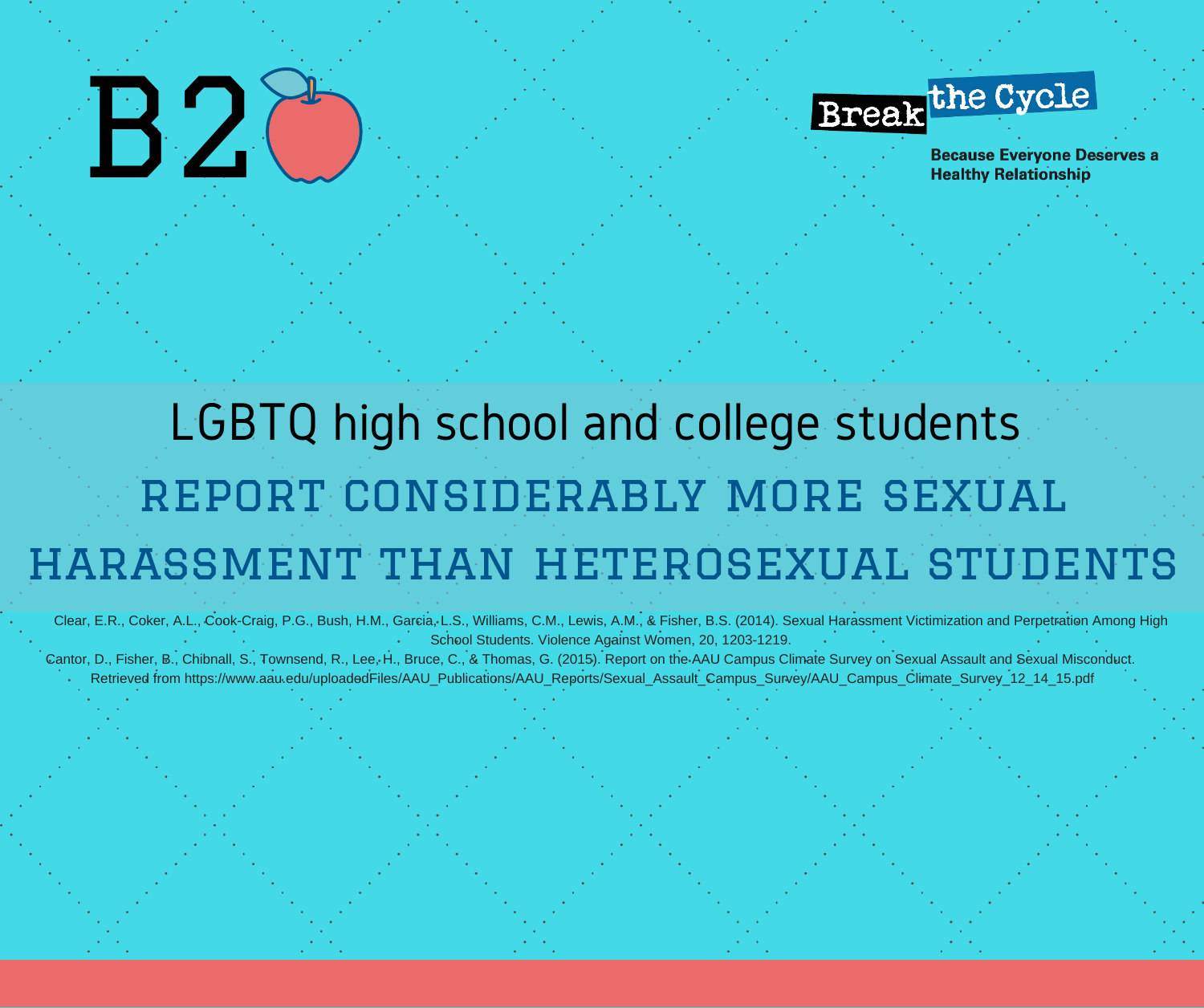B2

Break the Cycle

Because Everyone Deserves a Healthy Relationship

# LGBTQ high school and college students

## REPORT CONSIDERABLY MORE SEXUAL HARASSMENT THAN HETEROSEXUAL STUDENTS

Clear, E.R., Coker, A.L., Cook-Craig, P.G., Bush, H.M., Garcia, L.S., Williams, C.M., Lewis, A.M., & Fisher, B.S. (2014). Sexual Harassment Victimization and Perpetration Among High School Students. Violence Against Women, 20, 1203-1219.

Cantor, D., Fisher, B., Chibnall, S., Townsend, R., Lee, H., Bruce, C., & Thomas, G. (2015). Report on the AAU Campus Climate Survey on Sexual Assault and Sexual Misconduct. Retrieved from https://www.aau.edu/uploadedFiles/AAU_Publications/AAU_Reports/Sexual_Assault_Campus_Survey/AAU_Campus_Climate_Survey_12_14_15.pdf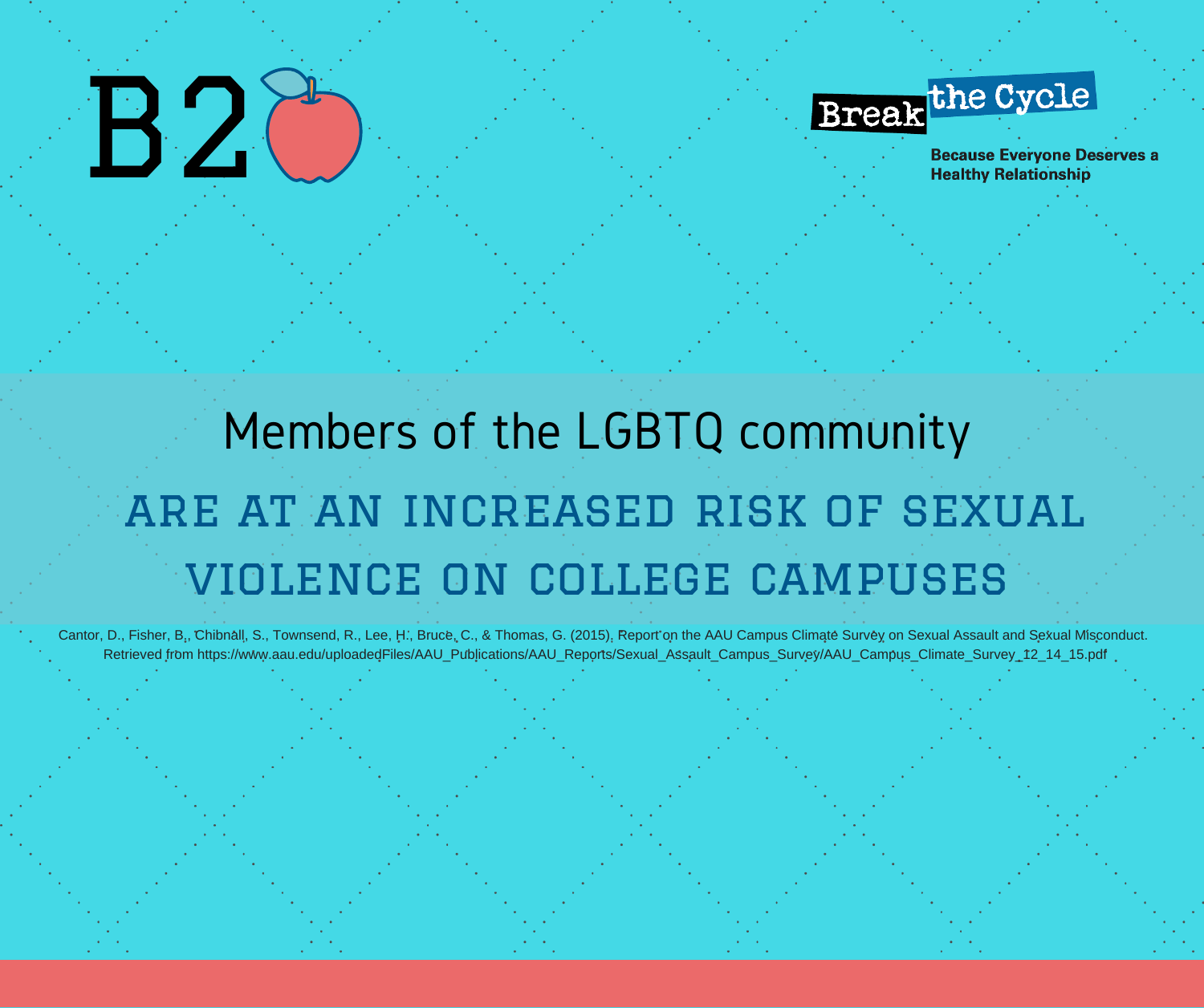B2

**Break the Cycle**

**Because Everyone Deserves a Healthy Relationship**

Members of the LGBTQ community

## ARE AT AN INCREASED RISK OF SEXUAL VIOLENCE ON COLLEGE CAMPUSES

Cantor, D., Fisher, B., Chibnall, S., Townsend, R., Lee, H., Bruce, C., & Thomas, G. (2015). Report on the AAU Campus Climate Survey on Sexual Assault and Sexual Misconduct. Retrieved from https://www.aau.edu/uploadedFiles/AAU_Publications/AAU_Reports/Sexual_Assault_Campus_Survey/AAU_Campus_Climate_Survey_12_14_15.pdf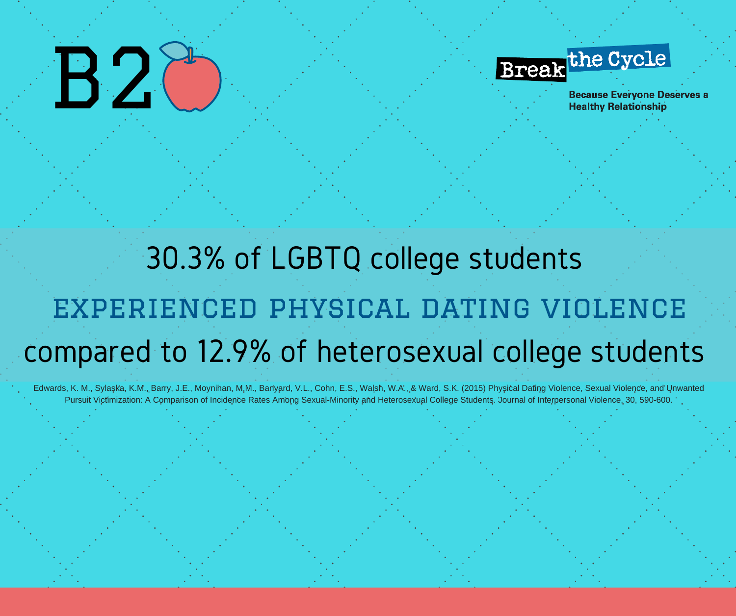B2

**Break the Cycle**

Because Everyone Deserves a Healthy Relationship

30.3% of LGBTQ college students

**EXPERIENCED PHYSICAL DATING VIOLENCE**

compared to 12.9% of heterosexual college students

Edwards, K. M., Sylaska, K.M., Barry, J.E., Moynihan, M.M., Banyard, V.L., Cohn, E.S., Walsh, W.A., & Ward, S.K. (2015) Physical Dating Violence, Sexual Violence, and Unwanted Pursuit Victimization: A Comparison of Incidence Rates Among Sexual-Minority and Heterosexual College Students. Journal of Interpersonal Violence, 30, 590-600.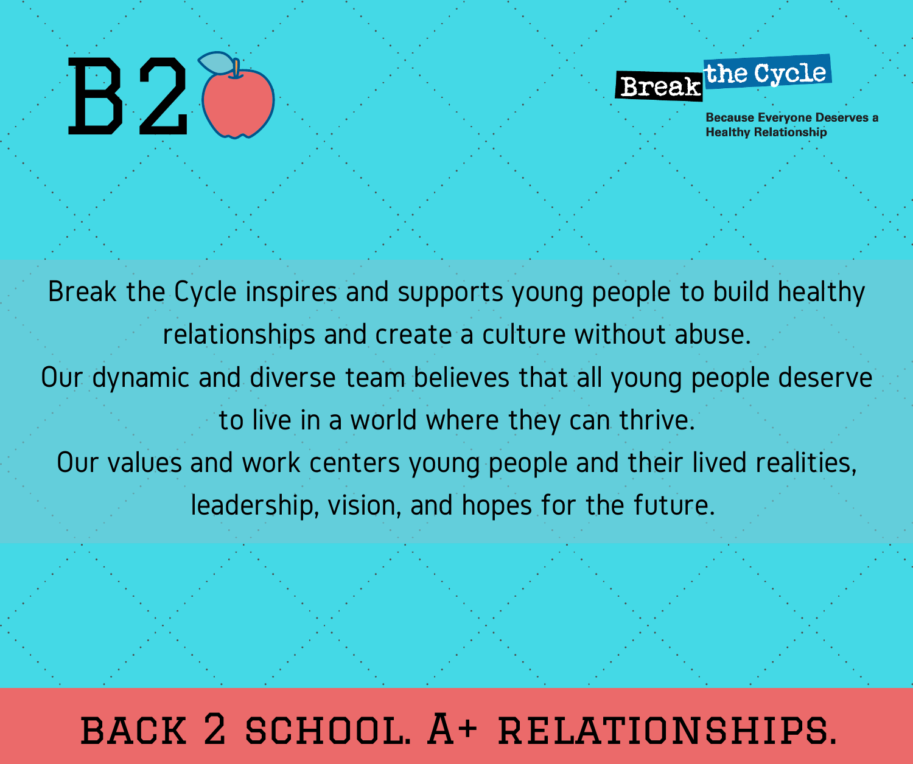B2

Break the Cycle

Because Everyone Deserves a Healthy Relationship

Break the Cycle inspires and supports young people to build healthy relationships and create a culture without abuse.
Our dynamic and diverse team believes that all young people deserve to live in a world where they can thrive.
Our values and work centers young people and their lived realities, leadership, vision, and hopes for the future.

BACK 2 SCHOOL. A+ RELATIONSHIPS.